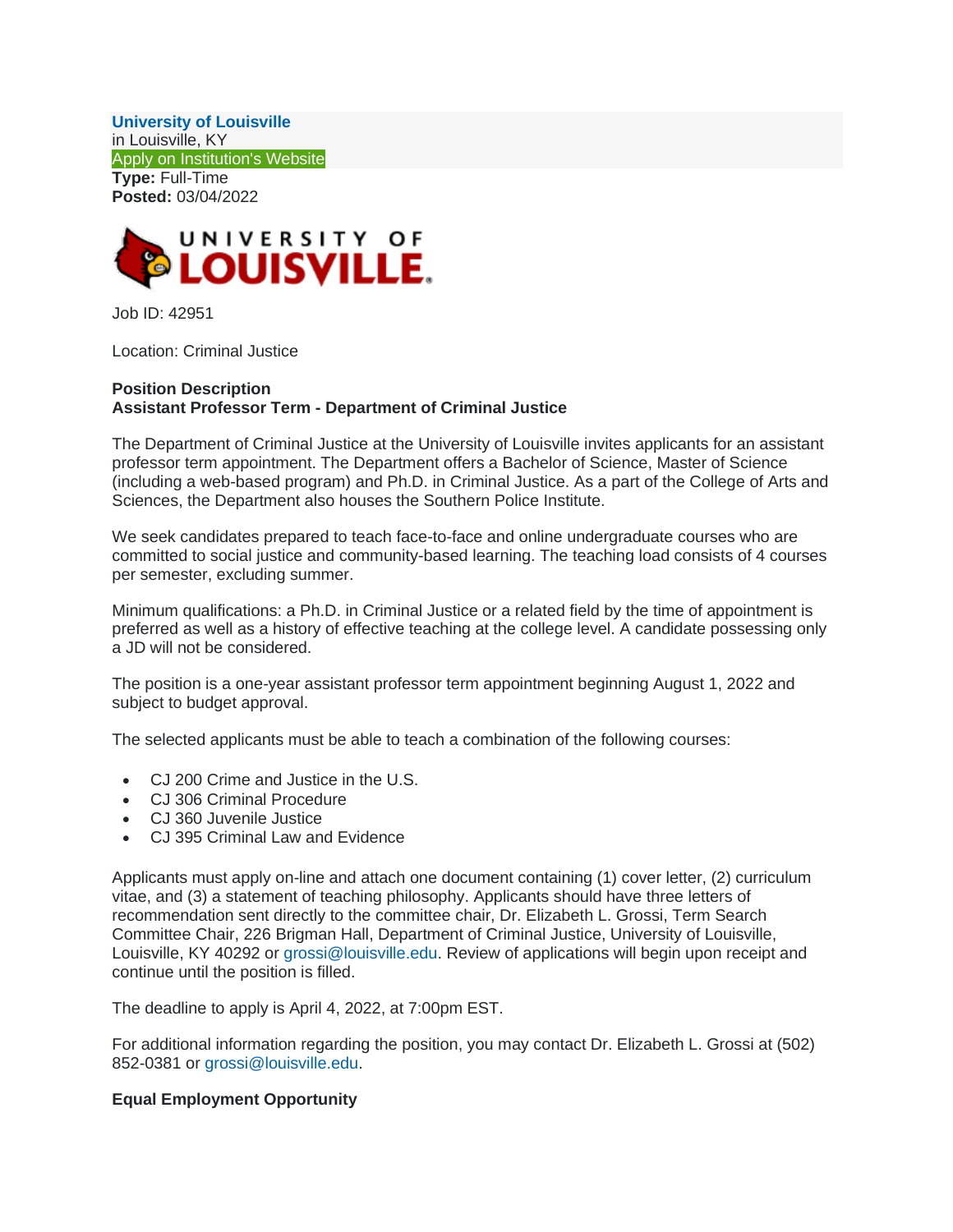**University of Louisville**
in Louisville, KY
Apply on Institution's Website
**Type:** Full-Time
**Posted:** 03/04/2022

Job ID: 42951

Location: Criminal Justice

**Position Description**
**Assistant Professor Term - Department of Criminal Justice**

The Department of Criminal Justice at the University of Louisville invites applicants for an assistant professor term appointment. The Department offers a Bachelor of Science, Master of Science (including a web-based program) and Ph.D. in Criminal Justice. As a part of the College of Arts and Sciences, the Department also houses the Southern Police Institute.

We seek candidates prepared to teach face-to-face and online undergraduate courses who are committed to social justice and community-based learning. The teaching load consists of 4 courses per semester, excluding summer.

Minimum qualifications: a Ph.D. in Criminal Justice or a related field by the time of appointment is preferred as well as a history of effective teaching at the college level. A candidate possessing only a JD will not be considered.

The position is a one-year assistant professor term appointment beginning August 1, 2022 and subject to budget approval.

The selected applicants must be able to teach a combination of the following courses:

- CJ 200 Crime and Justice in the U.S.
- CJ 306 Criminal Procedure
- CJ 360 Juvenile Justice
- CJ 395 Criminal Law and Evidence

Applicants must apply on-line and attach one document containing (1) cover letter, (2) curriculum vitae, and (3) a statement of teaching philosophy. Applicants should have three letters of recommendation sent directly to the committee chair, Dr. Elizabeth L. Grossi, Term Search Committee Chair, 226 Brigman Hall, Department of Criminal Justice, University of Louisville, Louisville, KY 40292 or grossi@louisville.edu. Review of applications will begin upon receipt and continue until the position is filled.

The deadline to apply is April 4, 2022, at 7:00pm EST.

For additional information regarding the position, you may contact Dr. Elizabeth L. Grossi at (502) 852-0381 or grossi@louisville.edu.

**Equal Employment Opportunity**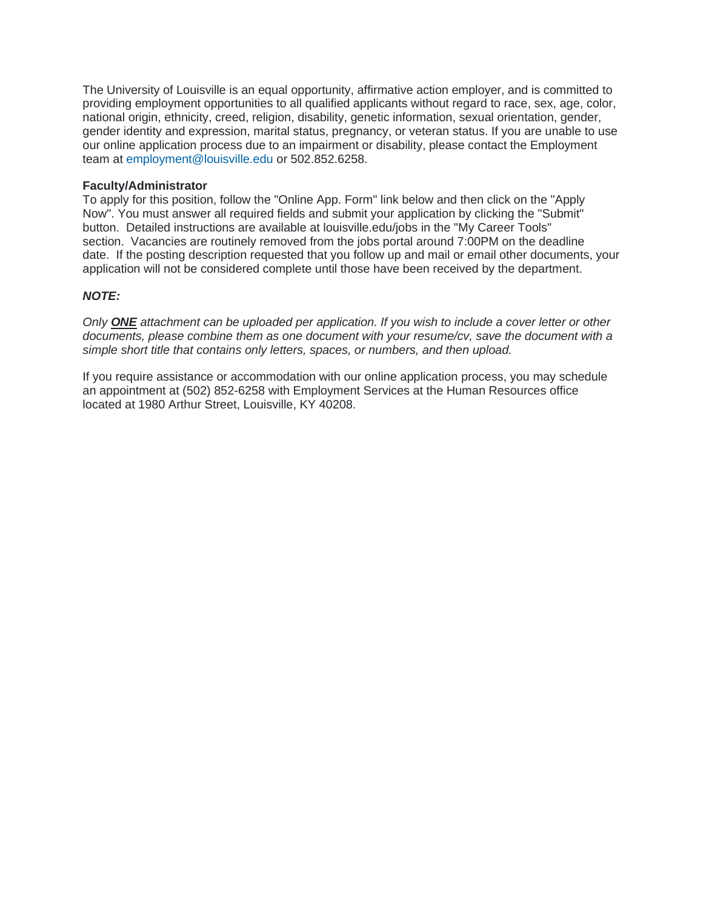The University of Louisville is an equal opportunity, affirmative action employer, and is committed to providing employment opportunities to all qualified applicants without regard to race, sex, age, color, national origin, ethnicity, creed, religion, disability, genetic information, sexual orientation, gender, gender identity and expression, marital status, pregnancy, or veteran status. If you are unable to use our online application process due to an impairment or disability, please contact the Employment team at employment@louisville.edu or 502.852.6258.

**Faculty/Administrator**
To apply for this position, follow the "Online App. Form" link below and then click on the "Apply Now". You must answer all required fields and submit your application by clicking the "Submit" button. Detailed instructions are available at louisville.edu/jobs in the "My Career Tools" section. Vacancies are routinely removed from the jobs portal around 7:00PM on the deadline date. If the posting description requested that you follow up and mail or email other documents, your application will not be considered complete until those have been received by the department.

***NOTE:***

*Only **ONE** attachment can be uploaded per application. If you wish to include a cover letter or other documents, please combine them as one document with your resume/cv, save the document with a simple short title that contains only letters, spaces, or numbers, and then upload.*

If you require assistance or accommodation with our online application process, you may schedule an appointment at (502) 852-6258 with Employment Services at the Human Resources office located at 1980 Arthur Street, Louisville, KY 40208.